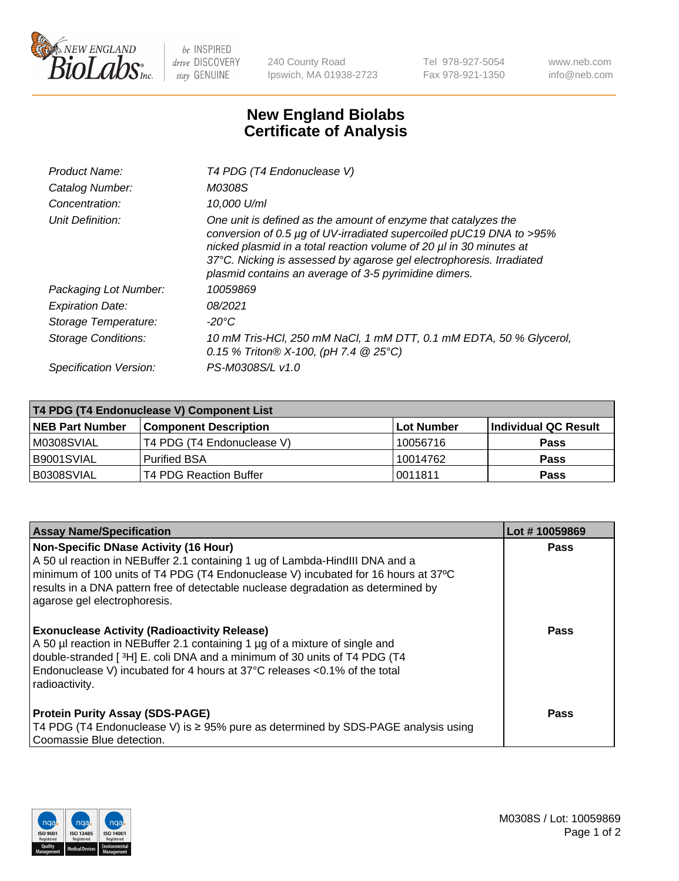New England BioLabs Inc. — be INSPIRED drive DISCOVERY stay GENUINE

240 County Road
Ipswich, MA 01938-2723

Tel 978-927-5054
Fax 978-921-1350

www.neb.com
info@neb.com

# New England Biolabs Certificate of Analysis

| | |
|---|---|
| *Product Name:* | *T4 PDG (T4 Endonuclease V)* |
| *Catalog Number:* | *M0308S* |
| *Concentration:* | *10,000 U/ml* |
| *Unit Definition:* | *One unit is defined as the amount of enzyme that catalyzes the conversion of 0.5 µg of UV-irradiated supercoiled pUC19 DNA to >95% nicked plasmid in a total reaction volume of 20 µl in 30 minutes at 37°C. Nicking is assessed by agarose gel electrophoresis. Irradiated plasmid contains an average of 3-5 pyrimidine dimers.* |
| *Packaging Lot Number:* | *10059869* |
| *Expiration Date:* | *08/2021* |
| *Storage Temperature:* | *-20°C* |
| *Storage Conditions:* | *10 mM Tris-HCl, 250 mM NaCl, 1 mM DTT, 0.1 mM EDTA, 50 % Glycerol, 0.15 % Triton® X-100, (pH 7.4 @ 25°C)* |
| *Specification Version:* | *PS-M0308S/L v1.0* |

| T4 PDG (T4 Endonuclease V) Component List | | | |
|---|---|---|---|
| **NEB Part Number** | **Component Description** | **Lot Number** | **Individual QC Result** |
| M0308SVIAL | T4 PDG (T4 Endonuclease V) | 10056716 | **Pass** |
| B9001SVIAL | Purified BSA | 10014762 | **Pass** |
| B0308SVIAL | T4 PDG Reaction Buffer | 0011811 | **Pass** |

| Assay Name/Specification | Lot # 10059869 |
|---|---|
| **Non-Specific DNase Activity (16 Hour)** A 50 ul reaction in NEBuffer 2.1 containing 1 ug of Lambda-HindIII DNA and a minimum of 100 units of T4 PDG (T4 Endonuclease V) incubated for 16 hours at 37ºC results in a DNA pattern free of detectable nuclease degradation as determined by agarose gel electrophoresis. | **Pass** |
| **Exonuclease Activity (Radioactivity Release)** A 50 µl reaction in NEBuffer 2.1 containing 1 µg of a mixture of single and double-stranded [ $^{3}$H] E. coli DNA and a minimum of 30 units of T4 PDG (T4 Endonuclease V) incubated for 4 hours at 37°C releases <0.1% of the total radioactivity. | **Pass** |
| **Protein Purity Assay (SDS-PAGE)** T4 PDG (T4 Endonuclease V) is ≥ 95% pure as determined by SDS-PAGE analysis using Coomassie Blue detection. | **Pass** |

ISO 9001 Registered Quality Management | ISO 13485 Registered Medical Devices | ISO 14001 Registered Environmental Management

M0308S / Lot: 10059869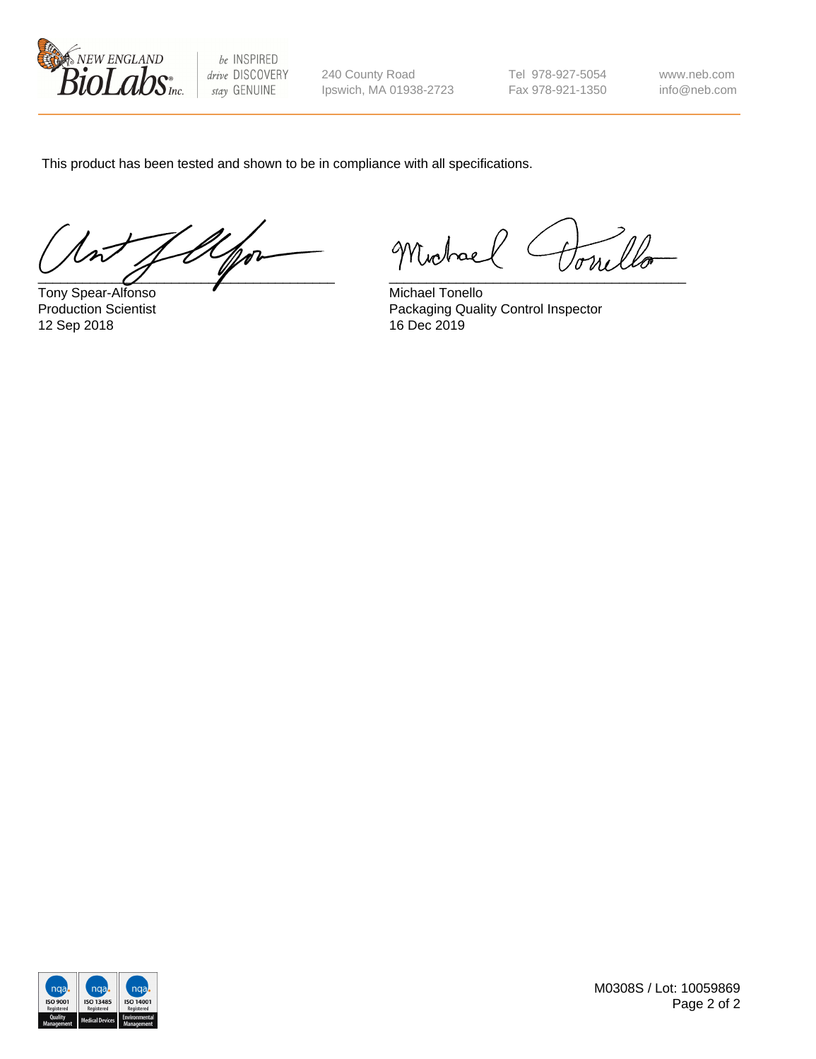This product has been tested and shown to be in compliance with all specifications.

Tony Spear-Alfonso
Production Scientist
12 Sep 2018

Michael Tonello
Packaging Quality Control Inspector
16 Dec 2019

M0308S / Lot: 10059869